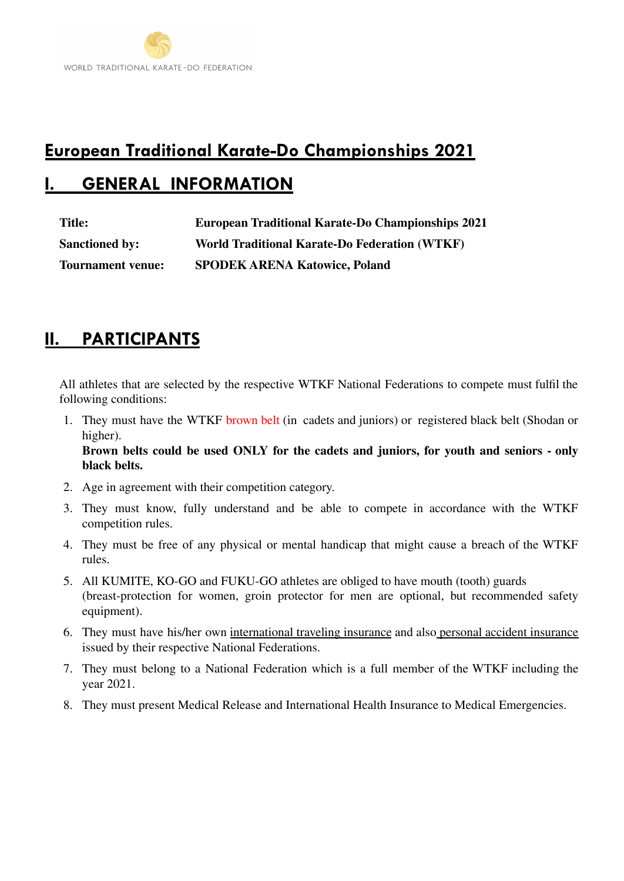WORLD TRADITIONAL KARATE-DO FEDERATION

# European Traditional Karate-Do Championships 2021

## I. GENERAL INFORMATION

| | |
|---|---|
| **Title:** | **European Traditional Karate-Do Championships 2021** |
| **Sanctioned by:** | **World Traditional Karate-Do Federation (WTKF)** |
| **Tournament venue:** | **SPODEK ARENA Katowice, Poland** |

## II. PARTICIPANTS

All athletes that are selected by the respective WTKF National Federations to compete must fulfil the following conditions:

1. They must have the WTKF brown belt (in cadets and juniors) or registered black belt (Shodan or higher).
   **Brown belts could be used ONLY for the cadets and juniors, for youth and seniors - only black belts.**
2. Age in agreement with their competition category.
3. They must know, fully understand and be able to compete in accordance with the WTKF competition rules.
4. They must be free of any physical or mental handicap that might cause a breach of the WTKF rules.
5. All KUMITE, KO-GO and FUKU-GO athletes are obliged to have mouth (tooth) guards (breast-protection for women, groin protector for men are optional, but recommended safety equipment).
6. They must have his/her own international traveling insurance and also personal accident insurance issued by their respective National Federations.
7. They must belong to a National Federation which is a full member of the WTKF including the year 2021.
8. They must present Medical Release and International Health Insurance to Medical Emergencies.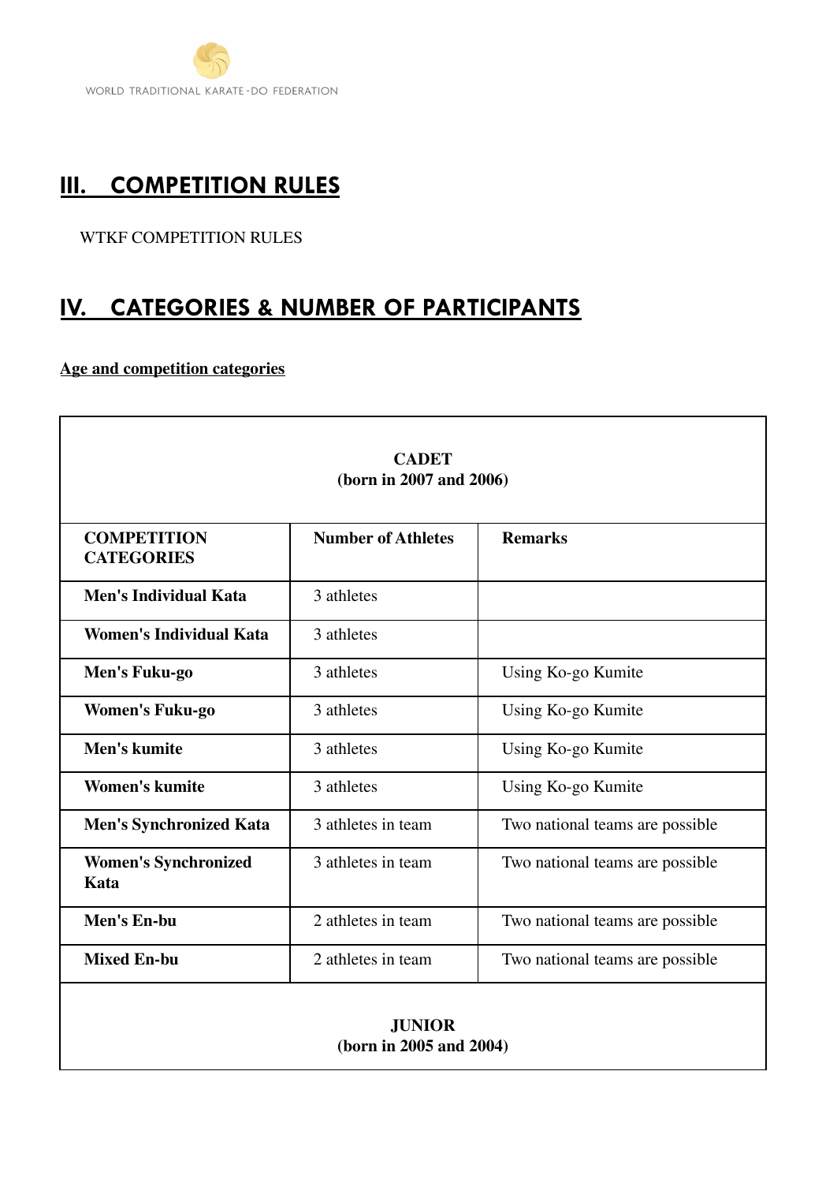## III. COMPETITION RULES

WTKF COMPETITION RULES

## IV. CATEGORIES & NUMBER OF PARTICIPANTS

**Age and competition categories**

| **CADET (born in 2007 and 2006)** | | |
|---|---|---|
| **COMPETITION CATEGORIES** | **Number of Athletes** | **Remarks** |
| **Men's Individual Kata** | 3 athletes | |
| **Women's Individual Kata** | 3 athletes | |
| **Men's Fuku-go** | 3 athletes | Using Ko-go Kumite |
| **Women's Fuku-go** | 3 athletes | Using Ko-go Kumite |
| **Men's kumite** | 3 athletes | Using Ko-go Kumite |
| **Women's kumite** | 3 athletes | Using Ko-go Kumite |
| **Men's Synchronized Kata** | 3 athletes in team | Two national teams are possible |
| **Women's Synchronized Kata** | 3 athletes in team | Two national teams are possible |
| **Men's En-bu** | 2 athletes in team | Two national teams are possible |
| **Mixed En-bu** | 2 athletes in team | Two national teams are possible |
| **JUNIOR (born in 2005 and 2004)** | | |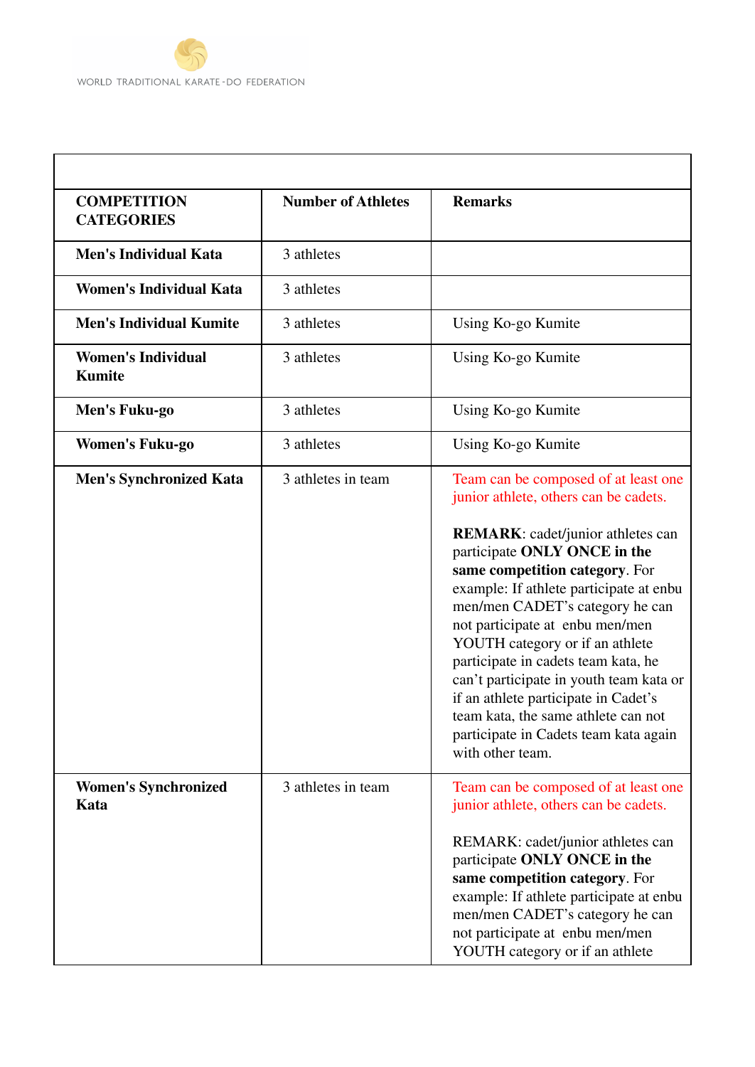| | | |
|---|---|---|
| **COMPETITION CATEGORIES** | **Number of Athletes** | **Remarks** |
| **Men's Individual Kata** | 3 athletes | |
| **Women's Individual Kata** | 3 athletes | |
| **Men's Individual Kumite** | 3 athletes | Using Ko-go Kumite |
| **Women's Individual Kumite** | 3 athletes | Using Ko-go Kumite |
| **Men's Fuku-go** | 3 athletes | Using Ko-go Kumite |
| **Women's Fuku-go** | 3 athletes | Using Ko-go Kumite |
| **Men's Synchronized Kata** | 3 athletes in team | Team can be composed of at least one junior athlete, others can be cadets.<br><br>**REMARK**: cadet/junior athletes can participate **ONLY ONCE in the same competition category**. For example: If athlete participate at enbu men/men CADET's category he can not participate at enbu men/men YOUTH category or if an athlete participate in cadets team kata, he can't participate in youth team kata or if an athlete participate in Cadet's team kata, the same athlete can not participate in Cadets team kata again with other team. |
| **Women's Synchronized Kata** | 3 athletes in team | Team can be composed of at least one junior athlete, others can be cadets.<br><br>REMARK: cadet/junior athletes can participate **ONLY ONCE in the same competition category**. For example: If athlete participate at enbu men/men CADET's category he can not participate at enbu men/men YOUTH category or if an athlete |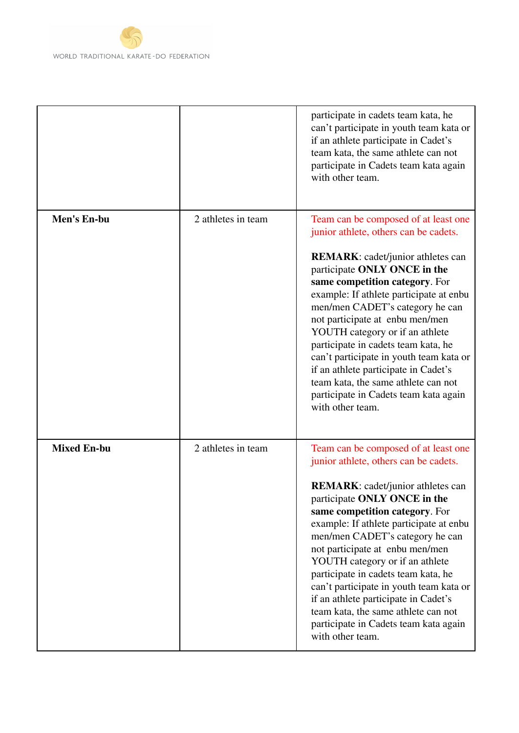| | | |
|---|---|---|
| | | participate in cadets team kata, he can't participate in youth team kata or if an athlete participate in Cadet's team kata, the same athlete can not participate in Cadets team kata again with other team. |
| **Men's En-bu** | 2 athletes in team | Team can be composed of at least one junior athlete, others can be cadets.<br><br>**REMARK**: cadet/junior athletes can participate **ONLY ONCE in the same competition category**. For example: If athlete participate at enbu men/men CADET's category he can not participate at enbu men/men YOUTH category or if an athlete participate in cadets team kata, he can't participate in youth team kata or if an athlete participate in Cadet's team kata, the same athlete can not participate in Cadets team kata again with other team. |
| **Mixed En-bu** | 2 athletes in team | Team can be composed of at least one junior athlete, others can be cadets.<br><br>**REMARK**: cadet/junior athletes can participate **ONLY ONCE in the same competition category**. For example: If athlete participate at enbu men/men CADET's category he can not participate at enbu men/men YOUTH category or if an athlete participate in cadets team kata, he can't participate in youth team kata or if an athlete participate in Cadet's team kata, the same athlete can not participate in Cadets team kata again with other team. |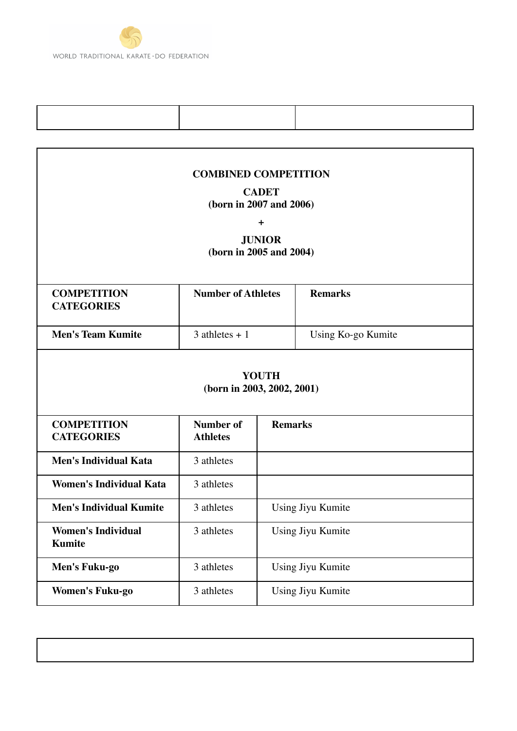**COMBINED COMPETITION**

**CADET**
**(born in 2007 and 2006)**

**+**

**JUNIOR**
**(born in 2005 and 2004)**

| **COMPETITION CATEGORIES** | **Number of Athletes** | **Remarks** |
|---|---|---|
| **Men's Team Kumite** | 3 athletes + 1 | Using Ko-go Kumite |

**YOUTH**
**(born in 2003, 2002, 2001)**

| **COMPETITION CATEGORIES** | **Number of Athletes** | **Remarks** |
|---|---|---|
| **Men's Individual Kata** | 3 athletes | |
| **Women's Individual Kata** | 3 athletes | |
| **Men's Individual Kumite** | 3 athletes | Using Jiyu Kumite |
| **Women's Individual Kumite** | 3 athletes | Using Jiyu Kumite |
| **Men's Fuku-go** | 3 athletes | Using Jiyu Kumite |
| **Women's Fuku-go** | 3 athletes | Using Jiyu Kumite |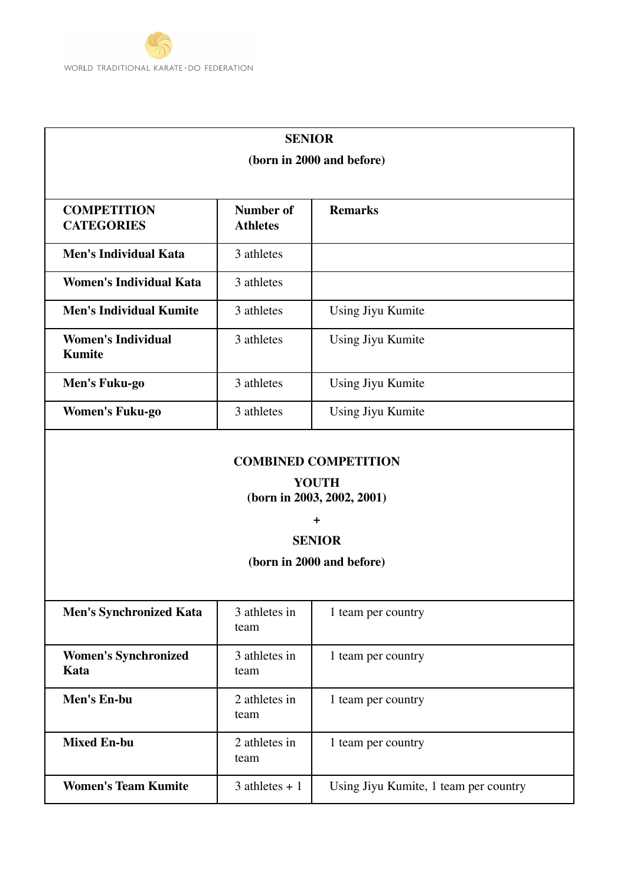| SENIOR<br>(born in 2000 and before) | | |
|---|---|---|
| **COMPETITION CATEGORIES** | **Number of Athletes** | **Remarks** |
| **Men's Individual Kata** | 3 athletes | |
| **Women's Individual Kata** | 3 athletes | |
| **Men's Individual Kumite** | 3 athletes | Using Jiyu Kumite |
| **Women's Individual Kumite** | 3 athletes | Using Jiyu Kumite |
| **Men's Fuku-go** | 3 athletes | Using Jiyu Kumite |
| **Women's Fuku-go** | 3 athletes | Using Jiyu Kumite |

| COMBINED COMPETITION<br>YOUTH<br>(born in 2003, 2002, 2001)<br>+<br>SENIOR<br>(born in 2000 and before) | | |
|---|---|---|
| **Men's Synchronized Kata** | 3 athletes in team | 1 team per country |
| **Women's Synchronized Kata** | 3 athletes in team | 1 team per country |
| **Men's En-bu** | 2 athletes in team | 1 team per country |
| **Mixed En-bu** | 2 athletes in team | 1 team per country |
| **Women's Team Kumite** | 3 athletes + 1 | Using Jiyu Kumite, 1 team per country |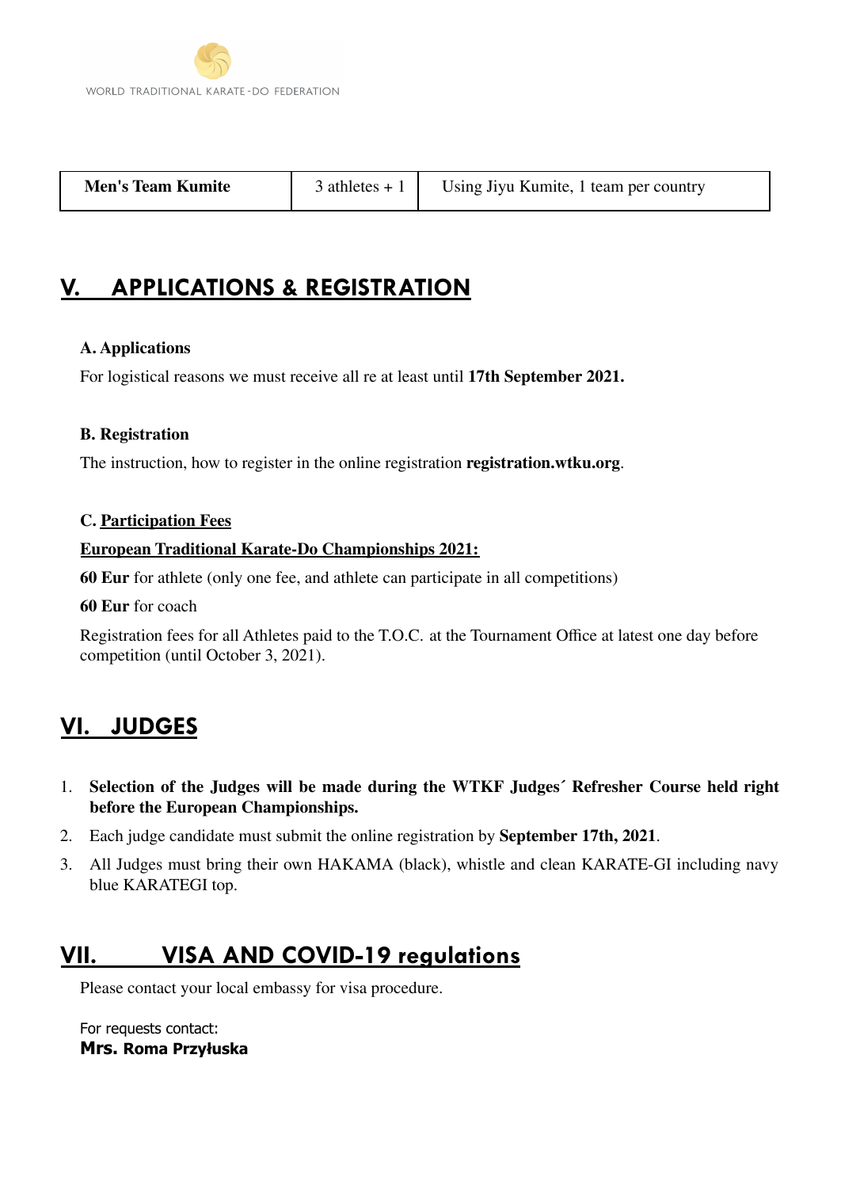| | | |
|---|---|---|
| **Men's Team Kumite** | 3 athletes + 1 | Using Jiyu Kumite, 1 team per country |

## V. APPLICATIONS & REGISTRATION

**A. Applications**

For logistical reasons we must receive all re at least until **17th September 2021.**

**B. Registration**

The instruction, how to register in the online registration **registration.wtku.org**.

**C. Participation Fees**

**European Traditional Karate-Do Championships 2021:**

**60 Eur** for athlete (only one fee, and athlete can participate in all competitions)

**60 Eur** for coach

Registration fees for all Athletes paid to the T.O.C. at the Tournament Office at latest one day before competition (until October 3, 2021).

## VI. JUDGES

1. **Selection of the Judges will be made during the WTKF Judges´ Refresher Course held right before the European Championships.**
2. Each judge candidate must submit the online registration by **September 17th, 2021**.
3. All Judges must bring their own HAKAMA (black), whistle and clean KARATE-GI including navy blue KARATEGI top.

## VII. VISA AND COVID-19 regulations

Please contact your local embassy for visa procedure.

For requests contact:
**Mrs. Roma Przyłuska**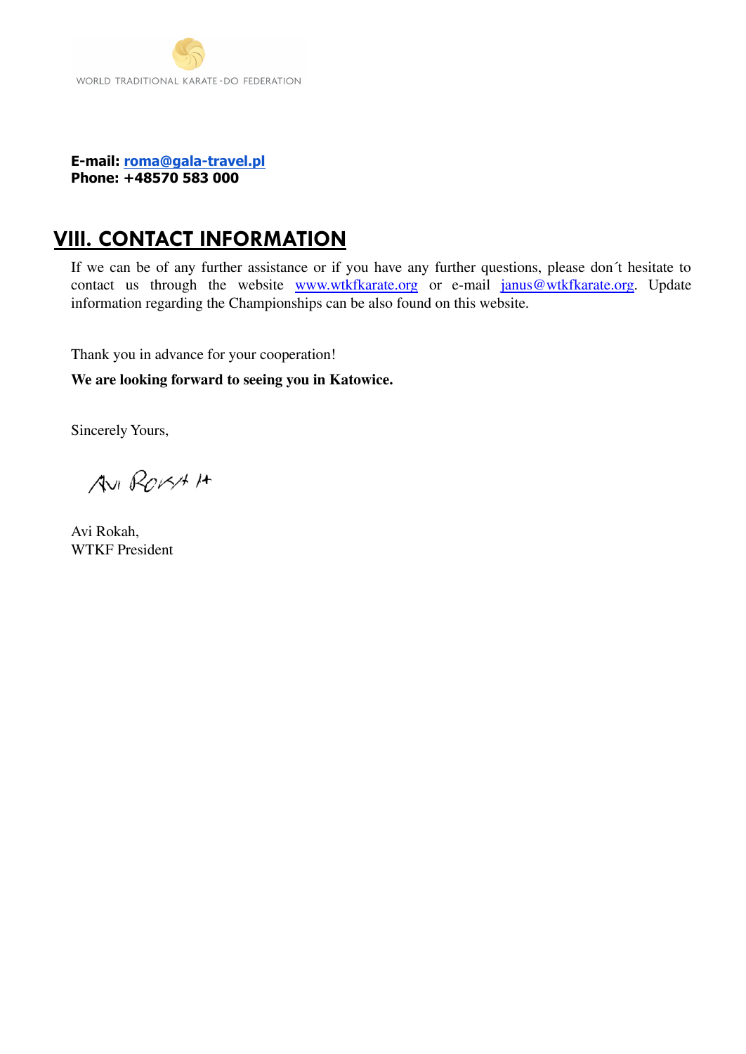**E-mail: roma@gala-travel.pl**
**Phone: +48570 583 000**

## VIII. CONTACT INFORMATION

If we can be of any further assistance or if you have any further questions, please don´t hesitate to contact us through the website www.wtkfkarate.org or e-mail janus@wtkfkarate.org. Update information regarding the Championships can be also found on this website.

Thank you in advance for your cooperation!

**We are looking forward to seeing you in Katowice.**

Sincerely Yours,

Avi Rokah,
WTKF President